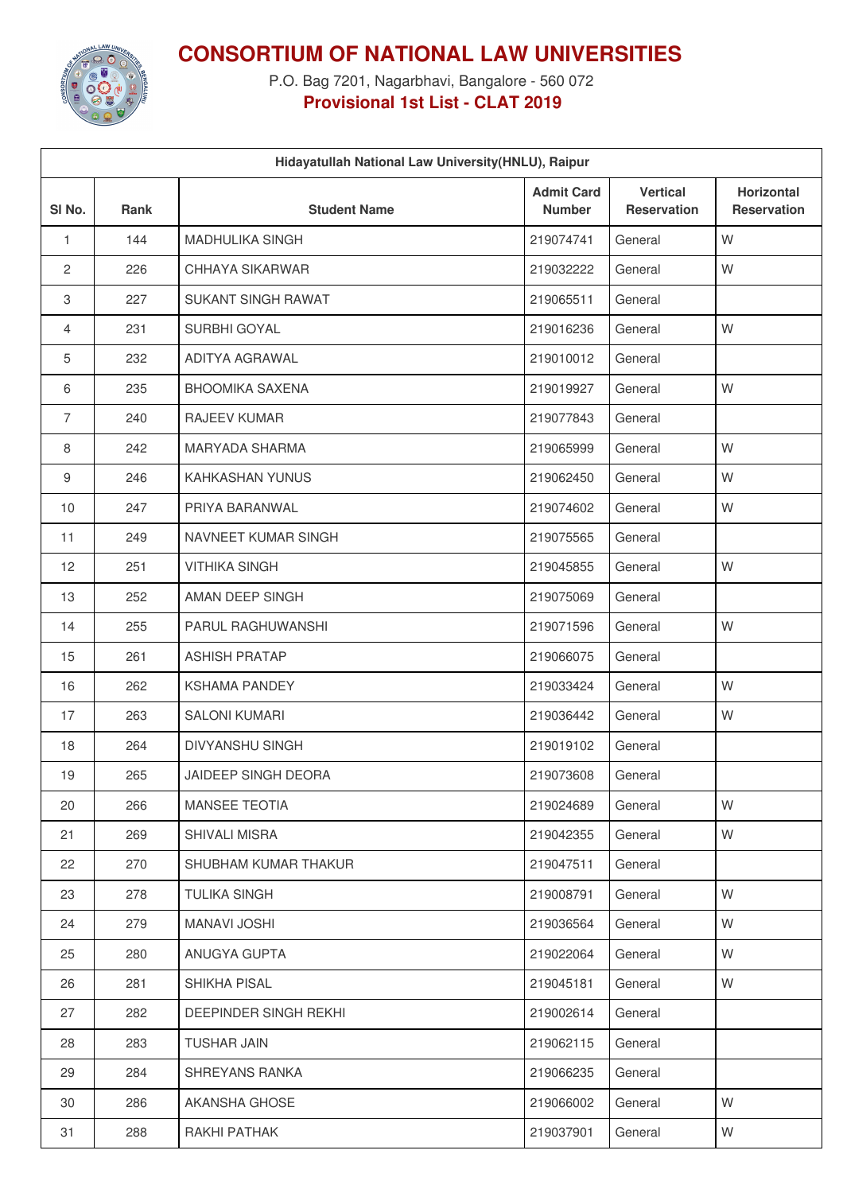# CONSORTIUM OF NATIONAL LAW UNIVERSITIES

P.O. Bag 7201, Nagarbhavi, Bangalore - 560 072

**Provisional 1st List - CLAT 2019**

| Hidayatullah National Law University(HNLU), Raipur | | | | | |
|---|---|---|---|---|---|
| Sl No. | Rank | Student Name | Admit Card Number | Vertical Reservation | Horizontal Reservation |
| 1 | 144 | MADHULIKA SINGH | 219074741 | General | W |
| 2 | 226 | CHHAYA SIKARWAR | 219032222 | General | W |
| 3 | 227 | SUKANT SINGH RAWAT | 219065511 | General | |
| 4 | 231 | SURBHI GOYAL | 219016236 | General | W |
| 5 | 232 | ADITYA AGRAWAL | 219010012 | General | |
| 6 | 235 | BHOOMIKA SAXENA | 219019927 | General | W |
| 7 | 240 | RAJEEV KUMAR | 219077843 | General | |
| 8 | 242 | MARYADA SHARMA | 219065999 | General | W |
| 9 | 246 | KAHKASHAN YUNUS | 219062450 | General | W |
| 10 | 247 | PRIYA BARANWAL | 219074602 | General | W |
| 11 | 249 | NAVNEET KUMAR SINGH | 219075565 | General | |
| 12 | 251 | VITHIKA SINGH | 219045855 | General | W |
| 13 | 252 | AMAN DEEP SINGH | 219075069 | General | |
| 14 | 255 | PARUL RAGHUWANSHI | 219071596 | General | W |
| 15 | 261 | ASHISH PRATAP | 219066075 | General | |
| 16 | 262 | KSHAMA PANDEY | 219033424 | General | W |
| 17 | 263 | SALONI KUMARI | 219036442 | General | W |
| 18 | 264 | DIVYANSHU SINGH | 219019102 | General | |
| 19 | 265 | JAIDEEP SINGH DEORA | 219073608 | General | |
| 20 | 266 | MANSEE TEOTIA | 219024689 | General | W |
| 21 | 269 | SHIVALI MISRA | 219042355 | General | W |
| 22 | 270 | SHUBHAM KUMAR THAKUR | 219047511 | General | |
| 23 | 278 | TULIKA SINGH | 219008791 | General | W |
| 24 | 279 | MANAVI JOSHI | 219036564 | General | W |
| 25 | 280 | ANUGYA GUPTA | 219022064 | General | W |
| 26 | 281 | SHIKHA PISAL | 219045181 | General | W |
| 27 | 282 | DEEPINDER SINGH REKHI | 219002614 | General | |
| 28 | 283 | TUSHAR JAIN | 219062115 | General | |
| 29 | 284 | SHREYANS RANKA | 219066235 | General | |
| 30 | 286 | AKANSHA GHOSE | 219066002 | General | W |
| 31 | 288 | RAKHI PATHAK | 219037901 | General | W |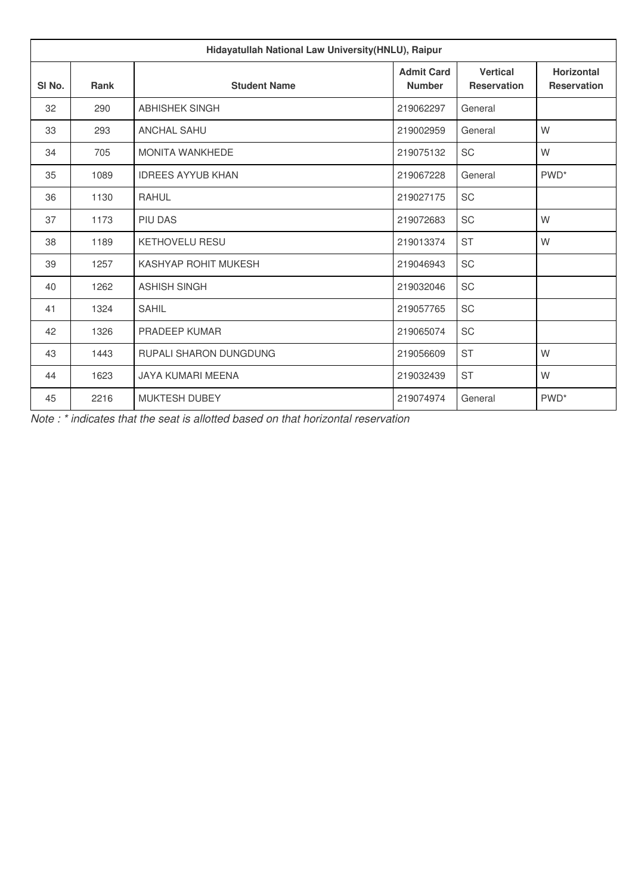| Hidayatullah National Law University(HNLU), Raipur | | | | | |
|---|---|---|---|---|---|
| Sl No. | Rank | Student Name | Admit Card Number | Vertical Reservation | Horizontal Reservation |
| 32 | 290 | ABHISHEK SINGH | 219062297 | General | |
| 33 | 293 | ANCHAL SAHU | 219002959 | General | W |
| 34 | 705 | MONITA WANKHEDE | 219075132 | SC | W |
| 35 | 1089 | IDREES AYYUB KHAN | 219067228 | General | PWD* |
| 36 | 1130 | RAHUL | 219027175 | SC | |
| 37 | 1173 | PIU DAS | 219072683 | SC | W |
| 38 | 1189 | KETHOVELU RESU | 219013374 | ST | W |
| 39 | 1257 | KASHYAP ROHIT MUKESH | 219046943 | SC | |
| 40 | 1262 | ASHISH SINGH | 219032046 | SC | |
| 41 | 1324 | SAHIL | 219057765 | SC | |
| 42 | 1326 | PRADEEP KUMAR | 219065074 | SC | |
| 43 | 1443 | RUPALI SHARON DUNGDUNG | 219056609 | ST | W |
| 44 | 1623 | JAYA KUMARI MEENA | 219032439 | ST | W |
| 45 | 2216 | MUKTESH DUBEY | 219074974 | General | PWD* |

*Note : * indicates that the seat is allotted based on that horizontal reservation*